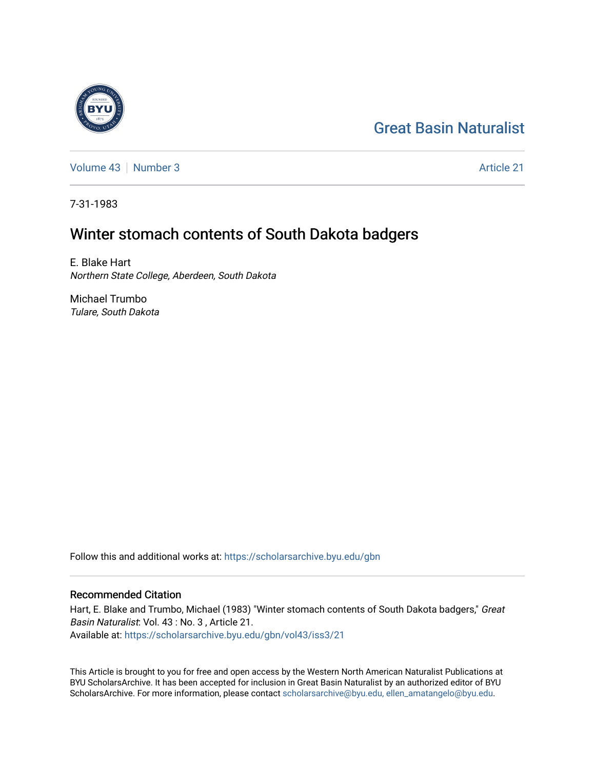Great Basin Naturalist

Volume 43 | Number 3 Article 21

7-31-1983

# Winter stomach contents of South Dakota badgers

E. Blake Hart
*Northern State College, Aberdeen, South Dakota*

Michael Trumbo
*Tulare, South Dakota*

Follow this and additional works at: https://scholarsarchive.byu.edu/gbn

## Recommended Citation

Hart, E. Blake and Trumbo, Michael (1983) "Winter stomach contents of South Dakota badgers," *Great Basin Naturalist*: Vol. 43 : No. 3 , Article 21.
Available at: https://scholarsarchive.byu.edu/gbn/vol43/iss3/21

This Article is brought to you for free and open access by the Western North American Naturalist Publications at BYU ScholarsArchive. It has been accepted for inclusion in Great Basin Naturalist by an authorized editor of BYU ScholarsArchive. For more information, please contact scholarsarchive@byu.edu, ellen_amatangelo@byu.edu.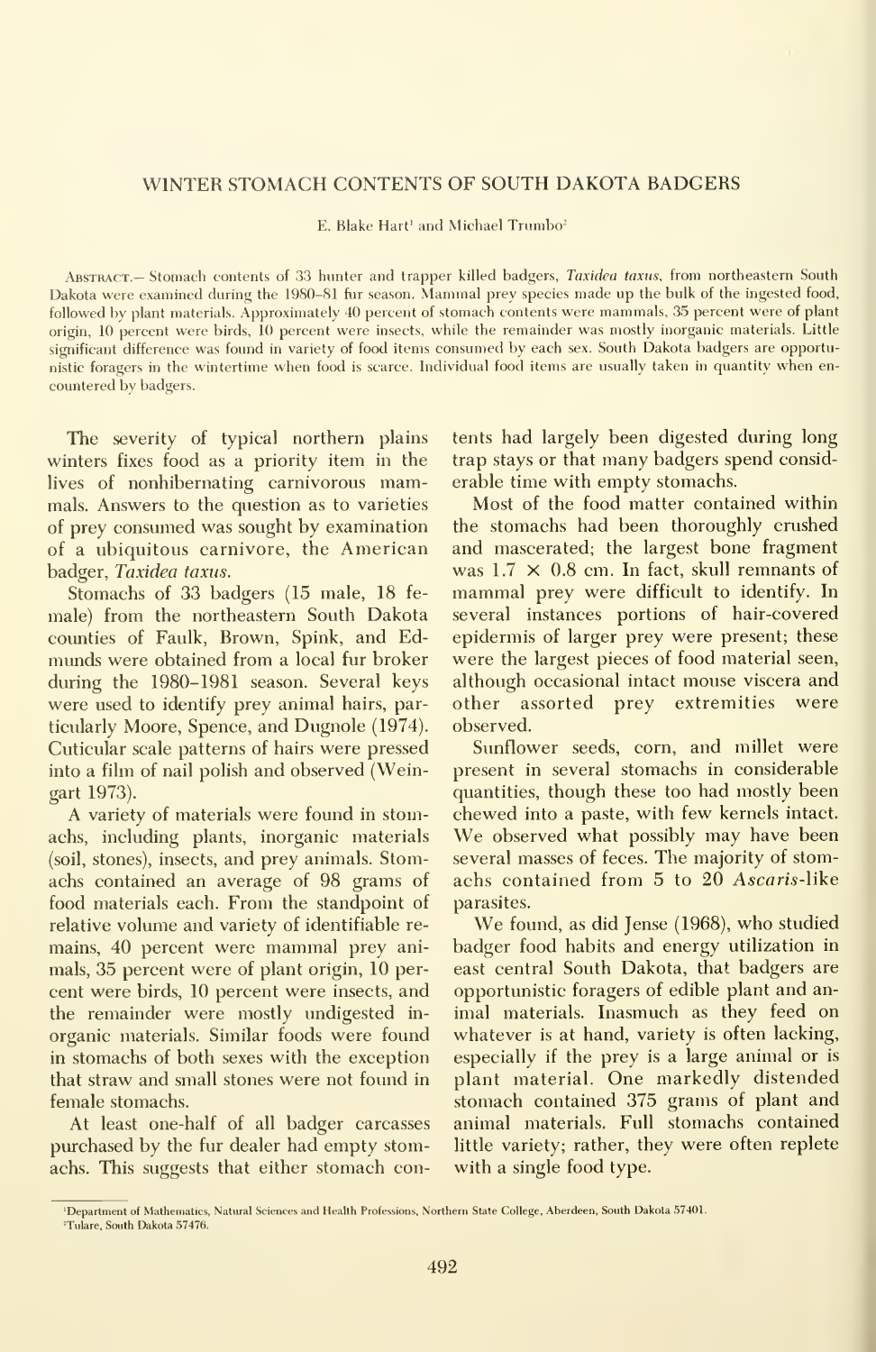## WINTER STOMACH CONTENTS OF SOUTH DAKOTA BADGERS

E. Blake Hart[1] and Michael Trumbo[2]

Abstract.— Stomach contents of 33 hunter and trapper killed badgers, *Taxidea taxus*, from northeastern South Dakota were examined during the 1980–81 fur season. Mammal prey species made up the bulk of the ingested food, followed by plant materials. Approximately 40 percent of stomach contents were mammals, 35 percent were of plant origin, 10 percent were birds, 10 percent were insects, while the remainder was mostly inorganic materials. Little significant difference was found in variety of food items consumed by each sex. South Dakota badgers are opportunistic foragers in the wintertime when food is scarce. Individual food items are usually taken in quantity when encountered by badgers.

The severity of typical northern plains winters fixes food as a priority item in the lives of nonhibernating carnivorous mammals. Answers to the question as to varieties of prey consumed was sought by examination of a ubiquitous carnivore, the American badger, *Taxidea taxus*.

Stomachs of 33 badgers (15 male, 18 female) from the northeastern South Dakota counties of Faulk, Brown, Spink, and Edmunds were obtained from a local fur broker during the 1980–1981 season. Several keys were used to identify prey animal hairs, particularly Moore, Spence, and Dugnole (1974). Cuticular scale patterns of hairs were pressed into a film of nail polish and observed (Weingart 1973).

A variety of materials were found in stomachs, including plants, inorganic materials (soil, stones), insects, and prey animals. Stomachs contained an average of 98 grams of food materials each. From the standpoint of relative volume and variety of identifiable remains, 40 percent were mammal prey animals, 35 percent were of plant origin, 10 percent were birds, 10 percent were insects, and the remainder were mostly undigested inorganic materials. Similar foods were found in stomachs of both sexes with the exception that straw and small stones were not found in female stomachs.

At least one-half of all badger carcasses purchased by the fur dealer had empty stomachs. This suggests that either stomach contents had largely been digested during long trap stays or that many badgers spend considerable time with empty stomachs.

Most of the food matter contained within the stomachs had been thoroughly crushed and mascerated; the largest bone fragment was $1.7 \times 0.8$ cm. In fact, skull remnants of mammal prey were difficult to identify. In several instances portions of hair-covered epidermis of larger prey were present; these were the largest pieces of food material seen, although occasional intact mouse viscera and other assorted prey extremities were observed.

Sunflower seeds, corn, and millet were present in several stomachs in considerable quantities, though these too had mostly been chewed into a paste, with few kernels intact. We observed what possibly may have been several masses of feces. The majority of stomachs contained from 5 to 20 *Ascaris*-like parasites.

We found, as did Jense (1968), who studied badger food habits and energy utilization in east central South Dakota, that badgers are opportunistic foragers of edible plant and animal materials. Inasmuch as they feed on whatever is at hand, variety is often lacking, especially if the prey is a large animal or is plant material. One markedly distended stomach contained 375 grams of plant and animal materials. Full stomachs contained little variety; rather, they were often replete with a single food type.

[1]Department of Mathematics, Natural Sciences and Health Professions, Northern State College, Aberdeen, South Dakota 57401.
[2]Tulare, South Dakota 57476.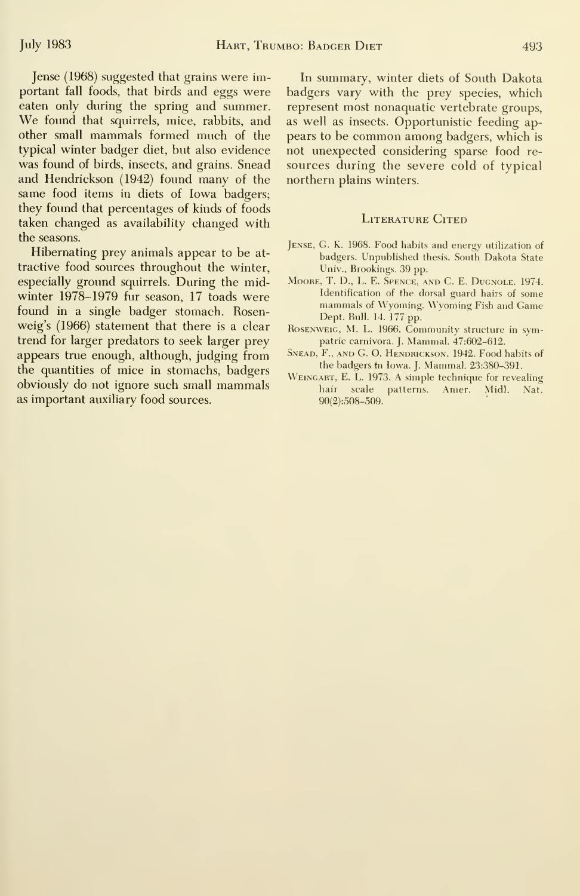Jense (1968) suggested that grains were important fall foods, that birds and eggs were eaten only during the spring and summer. We found that squirrels, mice, rabbits, and other small mammals formed much of the typical winter badger diet, but also evidence was found of birds, insects, and grains. Snead and Hendrickson (1942) found many of the same food items in diets of Iowa badgers; they found that percentages of kinds of foods taken changed as availability changed with the seasons.

Hibernating prey animals appear to be attractive food sources throughout the winter, especially ground squirrels. During the midwinter 1978–1979 fur season, 17 toads were found in a single badger stomach. Rosenweig's (1966) statement that there is a clear trend for larger predators to seek larger prey appears true enough, although, judging from the quantities of mice in stomachs, badgers obviously do not ignore such small mammals as important auxiliary food sources.

In summary, winter diets of South Dakota badgers vary with the prey species, which represent most nonaquatic vertebrate groups, as well as insects. Opportunistic feeding appears to be common among badgers, which is not unexpected considering sparse food resources during the severe cold of typical northern plains winters.

## Literature Cited

Jense, G. K. 1968. Food habits and energy utilization of badgers. Unpublished thesis. South Dakota State Univ., Brookings. 39 pp.

Moore, T. D., L. E. Spence, and C. E. Dugnole. 1974. Identification of the dorsal guard hairs of some mammals of Wyoming. Wyoming Fish and Game Dept. Bull. 14. 177 pp.

Rosenweig, M. L. 1966. Community structure in sympatric carnivora. J. Mammal. 47:602–612.

Snead, F., and G. O. Hendrickson. 1942. Food habits of the badgers in Iowa. J. Mammal. 23:380–391.

Weingart, E. L. 1973. A simple technique for revealing hair scale patterns. Amer. Midl. Nat. 90(2):508–509.